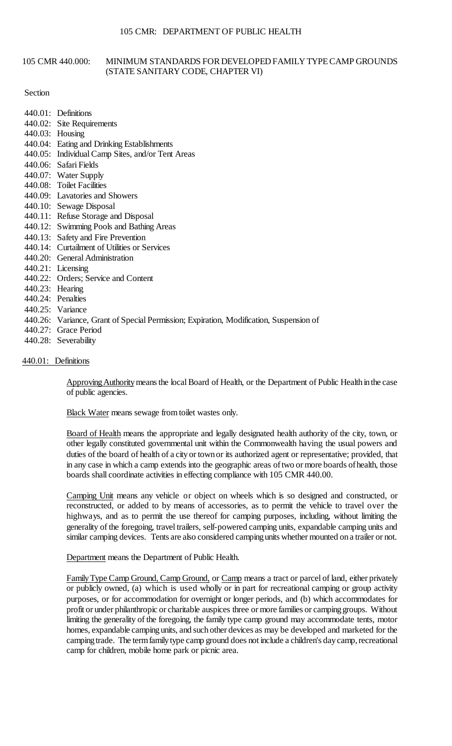# 105 CMR 440.000: MINIMUM STANDARDS FOR DEVELOPED FAMILY TYPE CAMP GROUNDS (STATE SANITARY CODE, CHAPTER VI)

Section

440.01: Definitions
440.02: Site Requirements
440.03: Housing
440.04: Eating and Drinking Establishments
440.05: Individual Camp Sites, and/or Tent Areas
440.06: Safari Fields
440.07: Water Supply
440.08: Toilet Facilities
440.09: Lavatories and Showers
440.10: Sewage Disposal
440.11: Refuse Storage and Disposal
440.12: Swimming Pools and Bathing Areas
440.13: Safety and Fire Prevention
440.14: Curtailment of Utilities or Services
440.20: General Administration
440.21: Licensing
440.22: Orders; Service and Content
440.23: Hearing
440.24: Penalties
440.25: Variance
440.26: Variance, Grant of Special Permission; Expiration, Modification, Suspension of
440.27: Grace Period
440.28: Severability

## 440.01: Definitions

Approving Authority means the local Board of Health, or the Department of Public Health in the case of public agencies.

Black Water means sewage from toilet wastes only.

Board of Health means the appropriate and legally designated health authority of the city, town, or other legally constituted governmental unit within the Commonwealth having the usual powers and duties of the board of health of a city or town or its authorized agent or representative; provided, that in any case in which a camp extends into the geographic areas of two or more boards of health, those boards shall coordinate activities in effecting compliance with 105 CMR 440.00.

Camping Unit means any vehicle or object on wheels which is so designed and constructed, or reconstructed, or added to by means of accessories, as to permit the vehicle to travel over the highways, and as to permit the use thereof for camping purposes, including, without limiting the generality of the foregoing, travel trailers, self-powered camping units, expandable camping units and similar camping devices. Tents are also considered camping units whether mounted on a trailer or not.

Department means the Department of Public Health.

Family Type Camp Ground, Camp Ground, or Camp means a tract or parcel of land, either privately or publicly owned, (a) which is used wholly or in part for recreational camping or group activity purposes, or for accommodation for overnight or longer periods, and (b) which accommodates for profit or under philanthropic or charitable auspices three or more families or camping groups. Without limiting the generality of the foregoing, the family type camp ground may accommodate tents, motor homes, expandable camping units, and such other devices as may be developed and marketed for the camping trade. The term family type camp ground does not include a children's day camp, recreational camp for children, mobile home park or picnic area.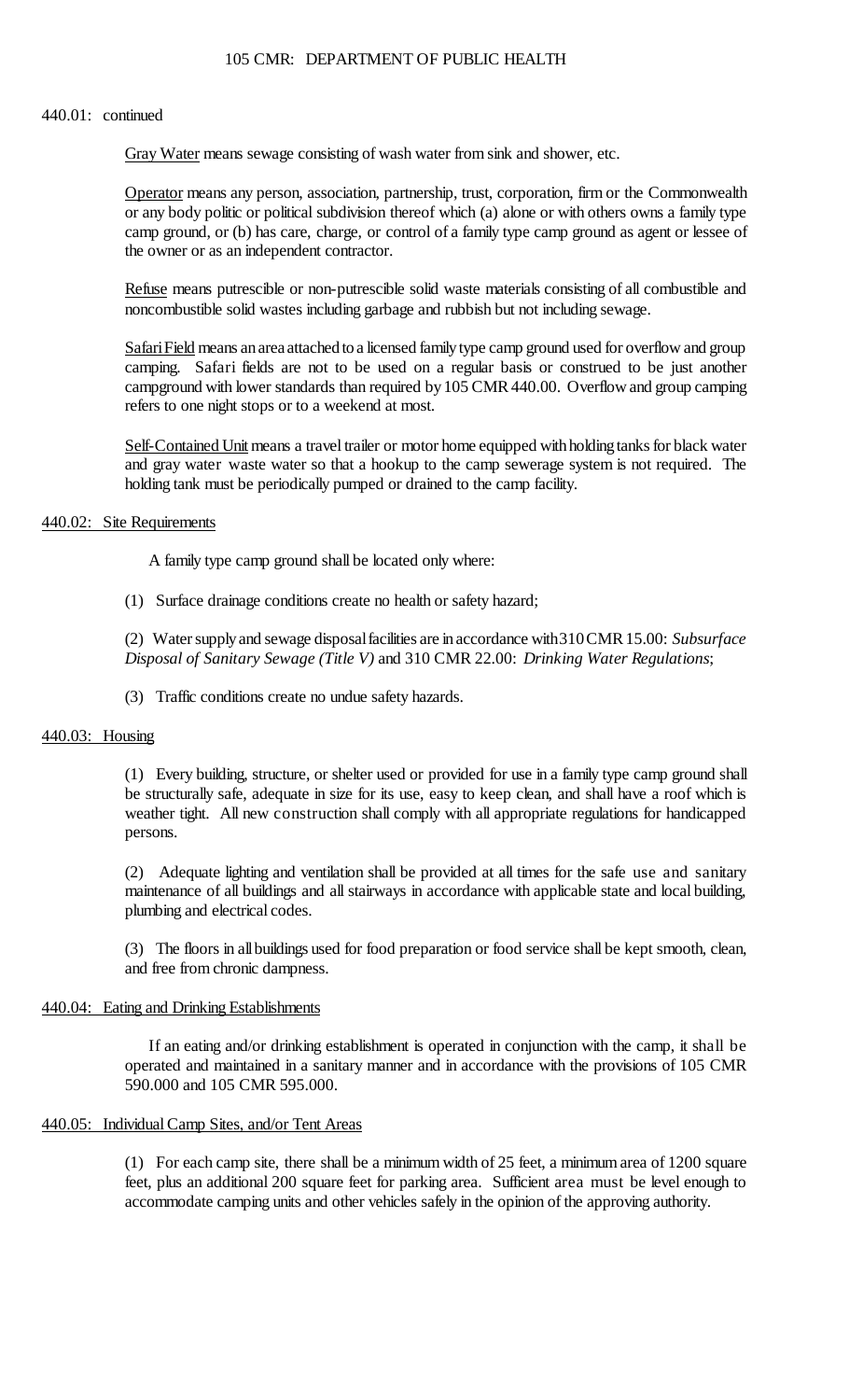440.01: continued

Gray Water means sewage consisting of wash water from sink and shower, etc.

Operator means any person, association, partnership, trust, corporation, firm or the Commonwealth or any body politic or political subdivision thereof which (a) alone or with others owns a family type camp ground, or (b) has care, charge, or control of a family type camp ground as agent or lessee of the owner or as an independent contractor.

Refuse means putrescible or non-putrescible solid waste materials consisting of all combustible and noncombustible solid wastes including garbage and rubbish but not including sewage.

Safari Field means an area attached to a licensed family type camp ground used for overflow and group camping. Safari fields are not to be used on a regular basis or construed to be just another campground with lower standards than required by 105 CMR 440.00. Overflow and group camping refers to one night stops or to a weekend at most.

Self-Contained Unit means a travel trailer or motor home equipped with holding tanks for black water and gray water waste water so that a hookup to the camp sewerage system is not required. The holding tank must be periodically pumped or drained to the camp facility.

## 440.02: Site Requirements

A family type camp ground shall be located only where:

(1) Surface drainage conditions create no health or safety hazard;

(2) Water supply and sewage disposal facilities are in accordance with 310 CMR 15.00: *Subsurface Disposal of Sanitary Sewage (Title V)* and 310 CMR 22.00: *Drinking Water Regulations*;

(3) Traffic conditions create no undue safety hazards.

## 440.03: Housing

(1) Every building, structure, or shelter used or provided for use in a family type camp ground shall be structurally safe, adequate in size for its use, easy to keep clean, and shall have a roof which is weather tight. All new construction shall comply with all appropriate regulations for handicapped persons.

(2) Adequate lighting and ventilation shall be provided at all times for the safe use and sanitary maintenance of all buildings and all stairways in accordance with applicable state and local building, plumbing and electrical codes.

(3) The floors in all buildings used for food preparation or food service shall be kept smooth, clean, and free from chronic dampness.

## 440.04: Eating and Drinking Establishments

If an eating and/or drinking establishment is operated in conjunction with the camp, it shall be operated and maintained in a sanitary manner and in accordance with the provisions of 105 CMR 590.000 and 105 CMR 595.000.

## 440.05: Individual Camp Sites, and/or Tent Areas

(1) For each camp site, there shall be a minimum width of 25 feet, a minimum area of 1200 square feet, plus an additional 200 square feet for parking area. Sufficient area must be level enough to accommodate camping units and other vehicles safely in the opinion of the approving authority.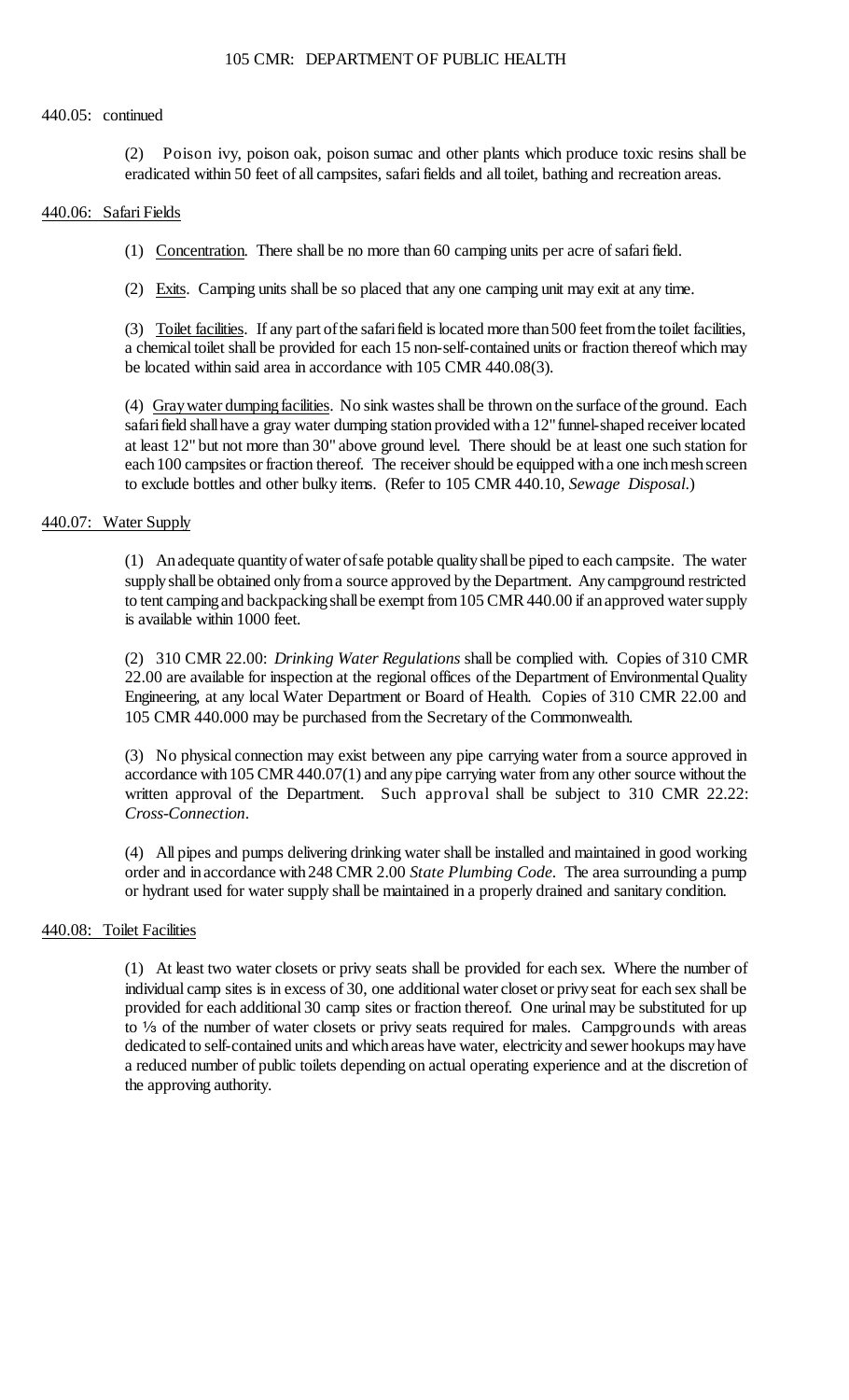440.05: continued

(2) Poison ivy, poison oak, poison sumac and other plants which produce toxic resins shall be eradicated within 50 feet of all campsites, safari fields and all toilet, bathing and recreation areas.

## 440.06: Safari Fields

(1) Concentration. There shall be no more than 60 camping units per acre of safari field.

(2) Exits. Camping units shall be so placed that any one camping unit may exit at any time.

(3) Toilet facilities. If any part of the safari field is located more than 500 feet from the toilet facilities, a chemical toilet shall be provided for each 15 non-self-contained units or fraction thereof which may be located within said area in accordance with 105 CMR 440.08(3).

(4) Gray water dumping facilities. No sink wastes shall be thrown on the surface of the ground. Each safari field shall have a gray water dumping station provided with a 12" funnel-shaped receiver located at least 12" but not more than 30" above ground level. There should be at least one such station for each 100 campsites or fraction thereof. The receiver should be equipped with a one inch mesh screen to exclude bottles and other bulky items. (Refer to 105 CMR 440.10, *Sewage Disposal*.)

## 440.07: Water Supply

(1) An adequate quantity of water of safe potable quality shall be piped to each campsite. The water supply shall be obtained only from a source approved by the Department. Any campground restricted to tent camping and backpacking shall be exempt from 105 CMR 440.00 if an approved water supply is available within 1000 feet.

(2) 310 CMR 22.00: *Drinking Water Regulations* shall be complied with. Copies of 310 CMR 22.00 are available for inspection at the regional offices of the Department of Environmental Quality Engineering, at any local Water Department or Board of Health. Copies of 310 CMR 22.00 and 105 CMR 440.000 may be purchased from the Secretary of the Commonwealth.

(3) No physical connection may exist between any pipe carrying water from a source approved in accordance with 105 CMR 440.07(1) and any pipe carrying water from any other source without the written approval of the Department. Such approval shall be subject to 310 CMR 22.22: *Cross-Connection*.

(4) All pipes and pumps delivering drinking water shall be installed and maintained in good working order and in accordance with 248 CMR 2.00 *State Plumbing Code*. The area surrounding a pump or hydrant used for water supply shall be maintained in a properly drained and sanitary condition.

## 440.08: Toilet Facilities

(1) At least two water closets or privy seats shall be provided for each sex. Where the number of individual camp sites is in excess of 30, one additional water closet or privy seat for each sex shall be provided for each additional 30 camp sites or fraction thereof. One urinal may be substituted for up to ⅓ of the number of water closets or privy seats required for males. Campgrounds with areas dedicated to self-contained units and which areas have water, electricity and sewer hookups may have a reduced number of public toilets depending on actual operating experience and at the discretion of the approving authority.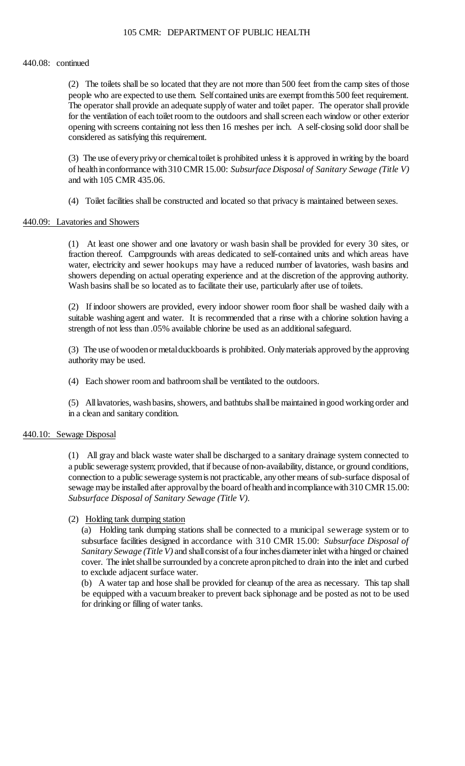440.08: continued

(2) The toilets shall be so located that they are not more than 500 feet from the camp sites of those people who are expected to use them. Self contained units are exempt from this 500 feet requirement. The operator shall provide an adequate supply of water and toilet paper. The operator shall provide for the ventilation of each toilet room to the outdoors and shall screen each window or other exterior opening with screens containing not less then 16 meshes per inch. A self-closing solid door shall be considered as satisfying this requirement.

(3) The use of every privy or chemical toilet is prohibited unless it is approved in writing by the board of health in conformance with 310 CMR 15.00: *Subsurface Disposal of Sanitary Sewage (Title V)* and with 105 CMR 435.06.

(4) Toilet facilities shall be constructed and located so that privacy is maintained between sexes.

440.09: Lavatories and Showers

(1) At least one shower and one lavatory or wash basin shall be provided for every 30 sites, or fraction thereof. Campgrounds with areas dedicated to self-contained units and which areas have water, electricity and sewer hookups may have a reduced number of lavatories, wash basins and showers depending on actual operating experience and at the discretion of the approving authority. Wash basins shall be so located as to facilitate their use, particularly after use of toilets.

(2) If indoor showers are provided, every indoor shower room floor shall be washed daily with a suitable washing agent and water. It is recommended that a rinse with a chlorine solution having a strength of not less than .05% available chlorine be used as an additional safeguard.

(3) The use of wooden or metal duckboards is prohibited. Only materials approved by the approving authority may be used.

(4) Each shower room and bathroom shall be ventilated to the outdoors.

(5) All lavatories, wash basins, showers, and bathtubs shall be maintained in good working order and in a clean and sanitary condition.

440.10: Sewage Disposal

(1) All gray and black waste water shall be discharged to a sanitary drainage system connected to a public sewerage system; provided, that if because of non-availability, distance, or ground conditions, connection to a public sewerage system is not practicable, any other means of sub-surface disposal of sewage may be installed after approval by the board of health and in compliance with 310 CMR 15.00: *Subsurface Disposal of Sanitary Sewage (Title V)*.

(2) Holding tank dumping station

(a) Holding tank dumping stations shall be connected to a municipal sewerage system or to subsurface facilities designed in accordance with 310 CMR 15.00: *Subsurface Disposal of Sanitary Sewage (Title V)* and shall consist of a four inches diameter inlet with a hinged or chained cover. The inlet shall be surrounded by a concrete apron pitched to drain into the inlet and curbed to exclude adjacent surface water.

(b) A water tap and hose shall be provided for cleanup of the area as necessary. This tap shall be equipped with a vacuum breaker to prevent back siphonage and be posted as not to be used for drinking or filling of water tanks.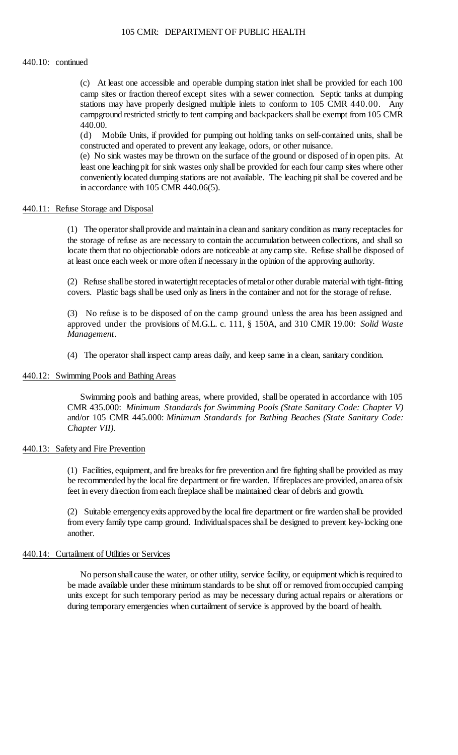440.10: continued

(c) At least one accessible and operable dumping station inlet shall be provided for each 100 camp sites or fraction thereof except sites with a sewer connection. Septic tanks at dumping stations may have properly designed multiple inlets to conform to 105 CMR 440.00. Any campground restricted strictly to tent camping and backpackers shall be exempt from 105 CMR 440.00.

(d) Mobile Units, if provided for pumping out holding tanks on self-contained units, shall be constructed and operated to prevent any leakage, odors, or other nuisance.

(e) No sink wastes may be thrown on the surface of the ground or disposed of in open pits. At least one leaching pit for sink wastes only shall be provided for each four camp sites where other conveniently located dumping stations are not available. The leaching pit shall be covered and be in accordance with 105 CMR 440.06(5).

## 440.11: Refuse Storage and Disposal

(1) The operator shall provide and maintain in a clean and sanitary condition as many receptacles for the storage of refuse as are necessary to contain the accumulation between collections, and shall so locate them that no objectionable odors are noticeable at any camp site. Refuse shall be disposed of at least once each week or more often if necessary in the opinion of the approving authority.

(2) Refuse shall be stored in watertight receptacles of metal or other durable material with tight-fitting covers. Plastic bags shall be used only as liners in the container and not for the storage of refuse.

(3) No refuse is to be disposed of on the camp ground unless the area has been assigned and approved under the provisions of M.G.L. c. 111, § 150A, and 310 CMR 19.00: *Solid Waste Management*.

(4) The operator shall inspect camp areas daily, and keep same in a clean, sanitary condition.

## 440.12: Swimming Pools and Bathing Areas

Swimming pools and bathing areas, where provided, shall be operated in accordance with 105 CMR 435.000: *Minimum Standards for Swimming Pools (State Sanitary Code: Chapter V)* and/or 105 CMR 445.000: *Minimum Standards for Bathing Beaches (State Sanitary Code: Chapter VII)*.

## 440.13: Safety and Fire Prevention

(1) Facilities, equipment, and fire breaks for fire prevention and fire fighting shall be provided as may be recommended by the local fire department or fire warden. If fireplaces are provided, an area of six feet in every direction from each fireplace shall be maintained clear of debris and growth.

(2) Suitable emergency exits approved by the local fire department or fire warden shall be provided from every family type camp ground. Individual spaces shall be designed to prevent key-locking one another.

## 440.14: Curtailment of Utilities or Services

No person shall cause the water, or other utility, service facility, or equipment which is required to be made available under these minimum standards to be shut off or removed from occupied camping units except for such temporary period as may be necessary during actual repairs or alterations or during temporary emergencies when curtailment of service is approved by the board of health.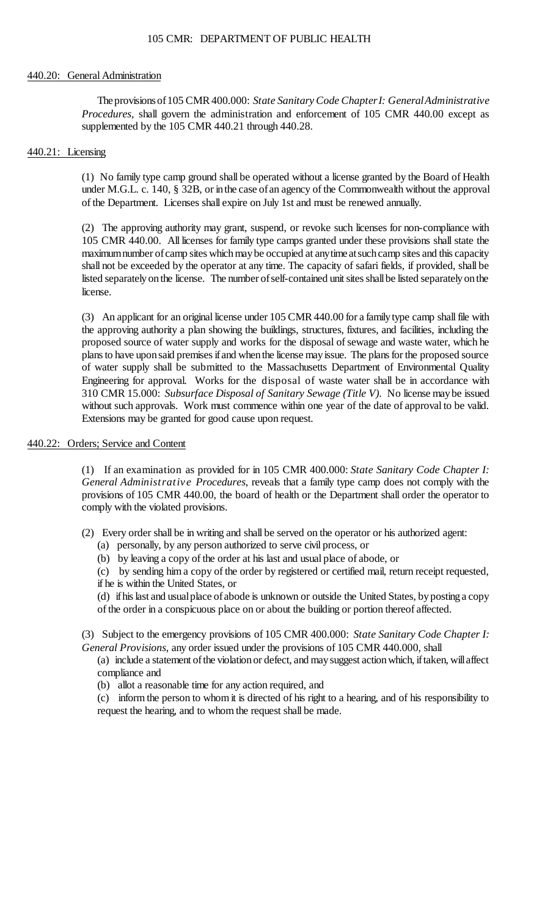440.20: General Administration

The provisions of 105 CMR 400.000: *State Sanitary Code Chapter I: General Administrative Procedures*, shall govern the administration and enforcement of 105 CMR 440.00 except as supplemented by the 105 CMR 440.21 through 440.28.

440.21: Licensing

(1) No family type camp ground shall be operated without a license granted by the Board of Health under M.G.L. c. 140, § 32B, or in the case of an agency of the Commonwealth without the approval of the Department. Licenses shall expire on July 1st and must be renewed annually.

(2) The approving authority may grant, suspend, or revoke such licenses for non-compliance with 105 CMR 440.00. All licenses for family type camps granted under these provisions shall state the maximum number of camp sites which may be occupied at any time at such camp sites and this capacity shall not be exceeded by the operator at any time. The capacity of safari fields, if provided, shall be listed separately on the license. The number of self-contained unit sites shall be listed separately on the license.

(3) An applicant for an original license under 105 CMR 440.00 for a family type camp shall file with the approving authority a plan showing the buildings, structures, fixtures, and facilities, including the proposed source of water supply and works for the disposal of sewage and waste water, which he plans to have upon said premises if and when the license may issue. The plans for the proposed source of water supply shall be submitted to the Massachusetts Department of Environmental Quality Engineering for approval. Works for the disposal of waste water shall be in accordance with 310 CMR 15.000: *Subsurface Disposal of Sanitary Sewage (Title V)*. No license may be issued without such approvals. Work must commence within one year of the date of approval to be valid. Extensions may be granted for good cause upon request.

440.22: Orders; Service and Content

(1) If an examination as provided for in 105 CMR 400.000: *State Sanitary Code Chapter I: General Administrative Procedures*, reveals that a family type camp does not comply with the provisions of 105 CMR 440.00, the board of health or the Department shall order the operator to comply with the violated provisions.

(2) Every order shall be in writing and shall be served on the operator or his authorized agent:

(a) personally, by any person authorized to serve civil process, or

(b) by leaving a copy of the order at his last and usual place of abode, or

(c) by sending him a copy of the order by registered or certified mail, return receipt requested, if he is within the United States, or

(d) if his last and usual place of abode is unknown or outside the United States, by posting a copy of the order in a conspicuous place on or about the building or portion thereof affected.

(3) Subject to the emergency provisions of 105 CMR 400.000: *State Sanitary Code Chapter I: General Provisions*, any order issued under the provisions of 105 CMR 440.000, shall

(a) include a statement of the violation or defect, and may suggest action which, if taken, will affect compliance and

(b) allot a reasonable time for any action required, and

(c) inform the person to whom it is directed of his right to a hearing, and of his responsibility to request the hearing, and to whom the request shall be made.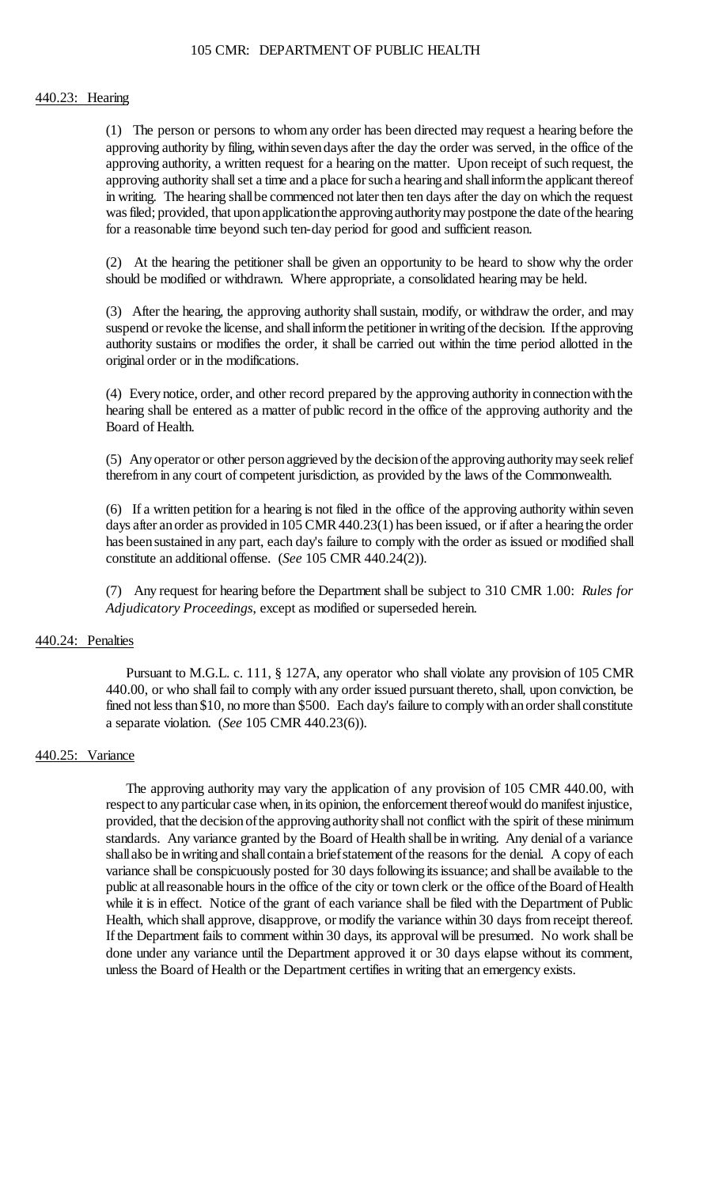## 440.23: Hearing

(1) The person or persons to whom any order has been directed may request a hearing before the approving authority by filing, within seven days after the day the order was served, in the office of the approving authority, a written request for a hearing on the matter. Upon receipt of such request, the approving authority shall set a time and a place for such a hearing and shall inform the applicant thereof in writing. The hearing shall be commenced not later then ten days after the day on which the request was filed; provided, that upon application the approving authority may postpone the date of the hearing for a reasonable time beyond such ten-day period for good and sufficient reason.

(2) At the hearing the petitioner shall be given an opportunity to be heard to show why the order should be modified or withdrawn. Where appropriate, a consolidated hearing may be held.

(3) After the hearing, the approving authority shall sustain, modify, or withdraw the order, and may suspend or revoke the license, and shall inform the petitioner in writing of the decision. If the approving authority sustains or modifies the order, it shall be carried out within the time period allotted in the original order or in the modifications.

(4) Every notice, order, and other record prepared by the approving authority in connection with the hearing shall be entered as a matter of public record in the office of the approving authority and the Board of Health.

(5) Any operator or other person aggrieved by the decision of the approving authority may seek relief therefrom in any court of competent jurisdiction, as provided by the laws of the Commonwealth.

(6) If a written petition for a hearing is not filed in the office of the approving authority within seven days after an order as provided in 105 CMR 440.23(1) has been issued, or if after a hearing the order has been sustained in any part, each day's failure to comply with the order as issued or modified shall constitute an additional offense. (*See* 105 CMR 440.24(2)).

(7) Any request for hearing before the Department shall be subject to 310 CMR 1.00: *Rules for Adjudicatory Proceedings*, except as modified or superseded herein.

## 440.24: Penalties

Pursuant to M.G.L. c. 111, § 127A, any operator who shall violate any provision of 105 CMR 440.00, or who shall fail to comply with any order issued pursuant thereto, shall, upon conviction, be fined not less than $10, no more than $500. Each day's failure to comply with an order shall constitute a separate violation. (*See* 105 CMR 440.23(6)).

## 440.25: Variance

The approving authority may vary the application of any provision of 105 CMR 440.00, with respect to any particular case when, in its opinion, the enforcement thereof would do manifest injustice, provided, that the decision of the approving authority shall not conflict with the spirit of these minimum standards. Any variance granted by the Board of Health shall be in writing. Any denial of a variance shall also be in writing and shall contain a brief statement of the reasons for the denial. A copy of each variance shall be conspicuously posted for 30 days following its issuance; and shall be available to the public at all reasonable hours in the office of the city or town clerk or the office of the Board of Health while it is in effect. Notice of the grant of each variance shall be filed with the Department of Public Health, which shall approve, disapprove, or modify the variance within 30 days from receipt thereof. If the Department fails to comment within 30 days, its approval will be presumed. No work shall be done under any variance until the Department approved it or 30 days elapse without its comment, unless the Board of Health or the Department certifies in writing that an emergency exists.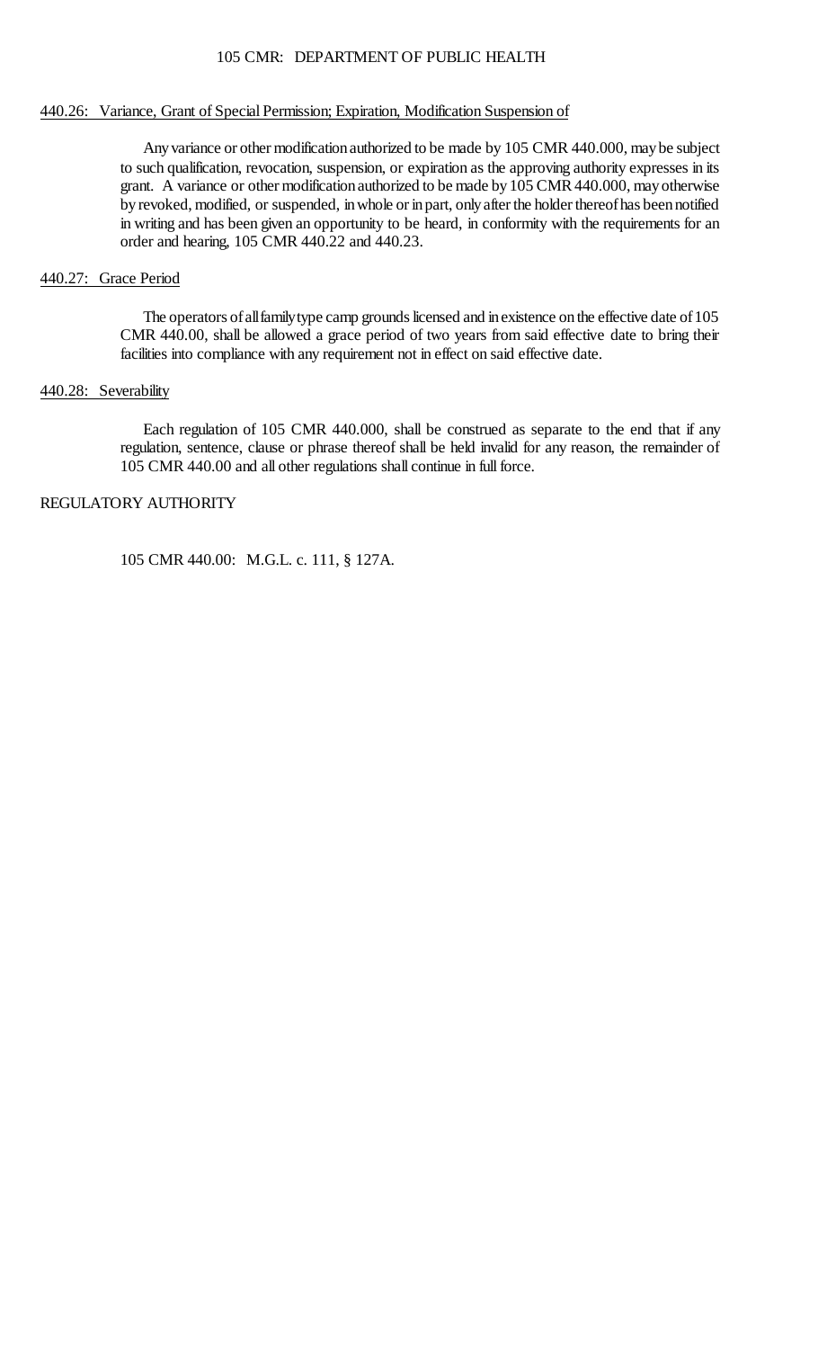440.26: Variance, Grant of Special Permission; Expiration, Modification Suspension of

Any variance or other modification authorized to be made by 105 CMR 440.000, may be subject to such qualification, revocation, suspension, or expiration as the approving authority expresses in its grant. A variance or other modification authorized to be made by 105 CMR 440.000, may otherwise by revoked, modified, or suspended, in whole or in part, only after the holder thereof has been notified in writing and has been given an opportunity to be heard, in conformity with the requirements for an order and hearing, 105 CMR 440.22 and 440.23.

440.27: Grace Period

The operators of all family type camp grounds licensed and in existence on the effective date of 105 CMR 440.00, shall be allowed a grace period of two years from said effective date to bring their facilities into compliance with any requirement not in effect on said effective date.

440.28: Severability

Each regulation of 105 CMR 440.000, shall be construed as separate to the end that if any regulation, sentence, clause or phrase thereof shall be held invalid for any reason, the remainder of 105 CMR 440.00 and all other regulations shall continue in full force.

REGULATORY AUTHORITY

105 CMR 440.00: M.G.L. c. 111, § 127A.